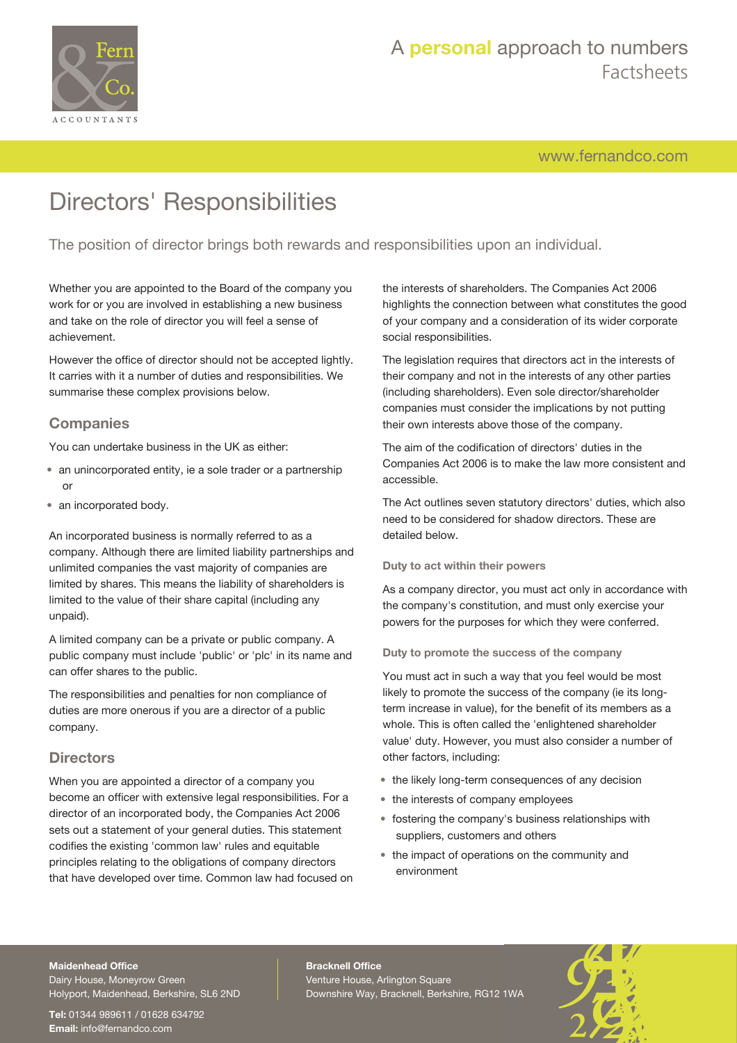# Directors' Responsibilities

The position of director brings both rewards and responsibilities upon an individual.

Whether you are appointed to the Board of the company you work for or you are involved in establishing a new business and take on the role of director you will feel a sense of achievement.

However the office of director should not be accepted lightly. It carries with it a number of duties and responsibilities. We summarise these complex provisions below.

## Companies

You can undertake business in the UK as either:

- an unincorporated entity, ie a sole trader or a partnership or
- an incorporated body.

An incorporated business is normally referred to as a company. Although there are limited liability partnerships and unlimited companies the vast majority of companies are limited by shares. This means the liability of shareholders is limited to the value of their share capital (including any unpaid).

A limited company can be a private or public company. A public company must include 'public' or 'plc' in its name and can offer shares to the public.

The responsibilities and penalties for non compliance of duties are more onerous if you are a director of a public company.

## Directors

When you are appointed a director of a company you become an officer with extensive legal responsibilities. For a director of an incorporated body, the Companies Act 2006 sets out a statement of your general duties. This statement codifies the existing 'common law' rules and equitable principles relating to the obligations of company directors that have developed over time. Common law had focused on the interests of shareholders. The Companies Act 2006 highlights the connection between what constitutes the good of your company and a consideration of its wider corporate social responsibilities.

The legislation requires that directors act in the interests of their company and not in the interests of any other parties (including shareholders). Even sole director/shareholder companies must consider the implications by not putting their own interests above those of the company.

The aim of the codification of directors' duties in the Companies Act 2006 is to make the law more consistent and accessible.

The Act outlines seven statutory directors' duties, which also need to be considered for shadow directors. These are detailed below.

### Duty to act within their powers

As a company director, you must act only in accordance with the company's constitution, and must only exercise your powers for the purposes for which they were conferred.

### Duty to promote the success of the company

You must act in such a way that you feel would be most likely to promote the success of the company (ie its long-term increase in value), for the benefit of its members as a whole. This is often called the 'enlightened shareholder value' duty. However, you must also consider a number of other factors, including:

- the likely long-term consequences of any decision
- the interests of company employees
- fostering the company's business relationships with suppliers, customers and others
- the impact of operations on the community and environment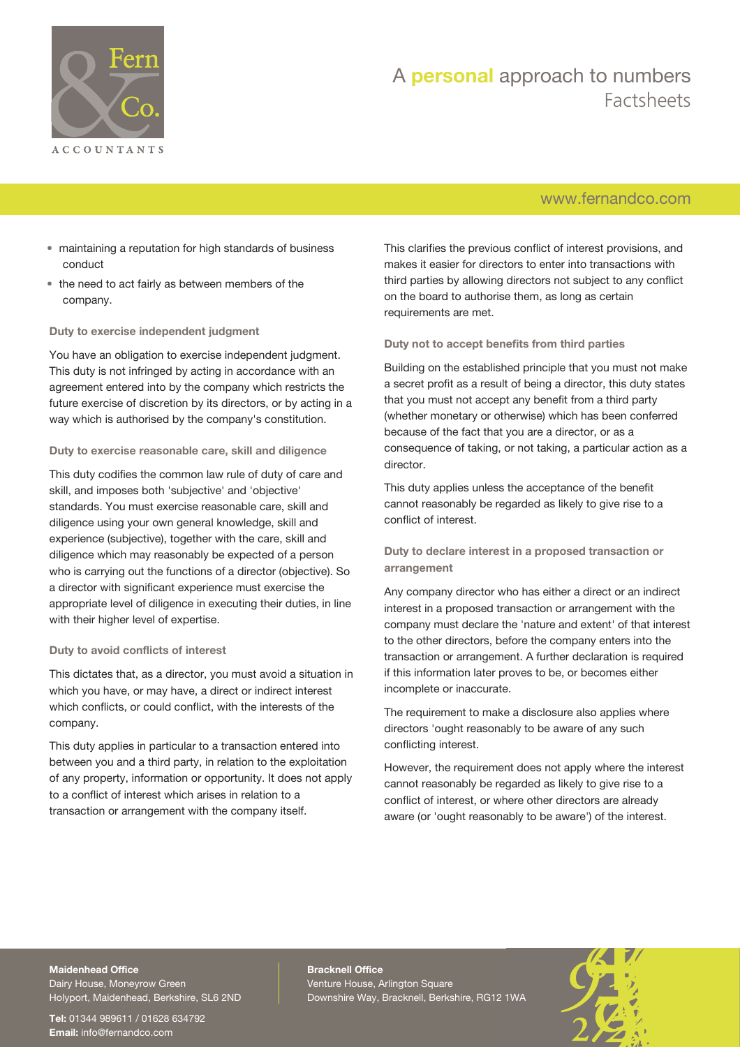- maintaining a reputation for high standards of business conduct
- the need to act fairly as between members of the company.

### Duty to exercise independent judgment

You have an obligation to exercise independent judgment. This duty is not infringed by acting in accordance with an agreement entered into by the company which restricts the future exercise of discretion by its directors, or by acting in a way which is authorised by the company's constitution.

### Duty to exercise reasonable care, skill and diligence

This duty codifies the common law rule of duty of care and skill, and imposes both 'subjective' and 'objective' standards. You must exercise reasonable care, skill and diligence using your own general knowledge, skill and experience (subjective), together with the care, skill and diligence which may reasonably be expected of a person who is carrying out the functions of a director (objective). So a director with significant experience must exercise the appropriate level of diligence in executing their duties, in line with their higher level of expertise.

### Duty to avoid conflicts of interest

This dictates that, as a director, you must avoid a situation in which you have, or may have, a direct or indirect interest which conflicts, or could conflict, with the interests of the company.

This duty applies in particular to a transaction entered into between you and a third party, in relation to the exploitation of any property, information or opportunity. It does not apply to a conflict of interest which arises in relation to a transaction or arrangement with the company itself.

This clarifies the previous conflict of interest provisions, and makes it easier for directors to enter into transactions with third parties by allowing directors not subject to any conflict on the board to authorise them, as long as certain requirements are met.

### Duty not to accept benefits from third parties

Building on the established principle that you must not make a secret profit as a result of being a director, this duty states that you must not accept any benefit from a third party (whether monetary or otherwise) which has been conferred because of the fact that you are a director, or as a consequence of taking, or not taking, a particular action as a director.

This duty applies unless the acceptance of the benefit cannot reasonably be regarded as likely to give rise to a conflict of interest.

### Duty to declare interest in a proposed transaction or arrangement

Any company director who has either a direct or an indirect interest in a proposed transaction or arrangement with the company must declare the 'nature and extent' of that interest to the other directors, before the company enters into the transaction or arrangement. A further declaration is required if this information later proves to be, or becomes either incomplete or inaccurate.

The requirement to make a disclosure also applies where directors 'ought reasonably to be aware of any such conflicting interest.

However, the requirement does not apply where the interest cannot reasonably be regarded as likely to give rise to a conflict of interest, or where other directors are already aware (or 'ought reasonably to be aware') of the interest.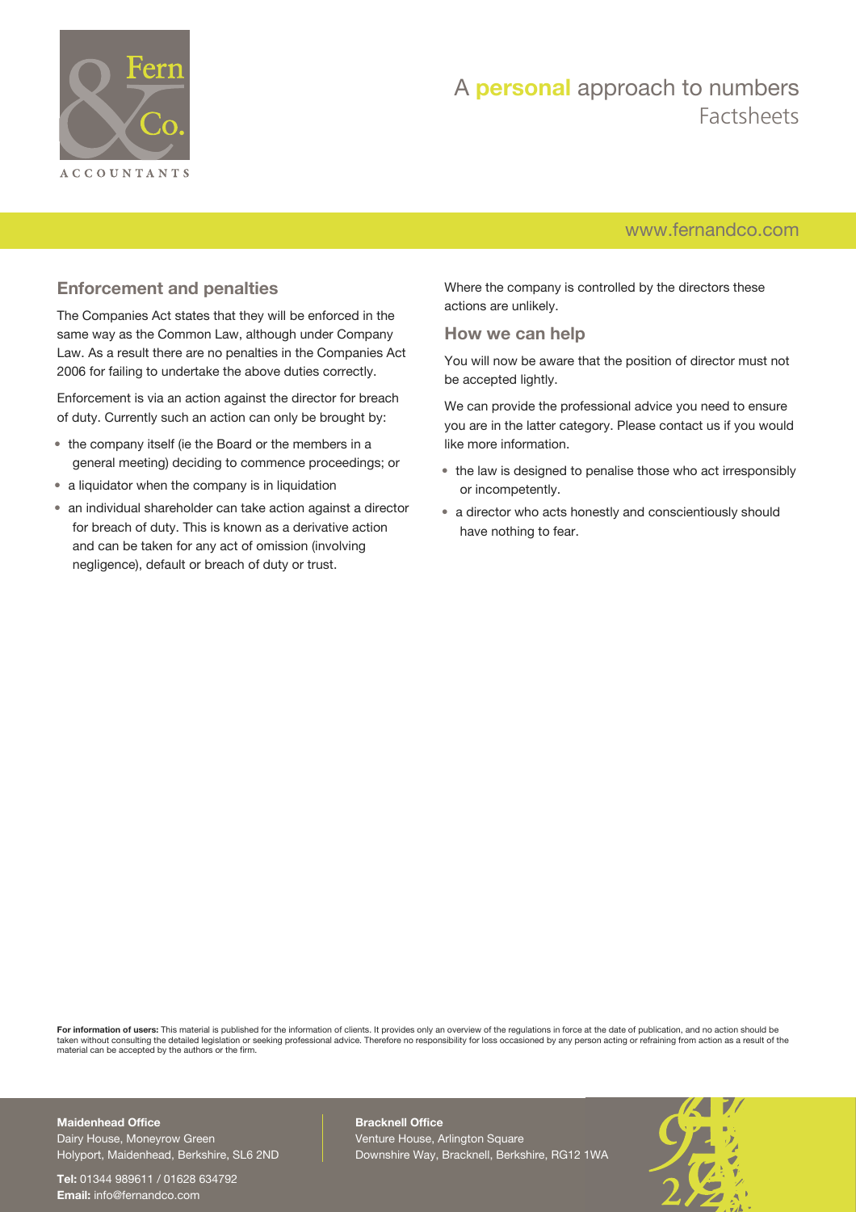## Enforcement and penalties

The Companies Act states that they will be enforced in the same way as the Common Law, although under Company Law. As a result there are no penalties in the Companies Act 2006 for failing to undertake the above duties correctly.

Enforcement is via an action against the director for breach of duty. Currently such an action can only be brought by:

- the company itself (ie the Board or the members in a general meeting) deciding to commence proceedings; or
- a liquidator when the company is in liquidation
- an individual shareholder can take action against a director for breach of duty. This is known as a derivative action and can be taken for any act of omission (involving negligence), default or breach of duty or trust.

Where the company is controlled by the directors these actions are unlikely.

## How we can help

You will now be aware that the position of director must not be accepted lightly.

We can provide the professional advice you need to ensure you are in the latter category. Please contact us if you would like more information.

- the law is designed to penalise those who act irresponsibly or incompetently.
- a director who acts honestly and conscientiously should have nothing to fear.

**For information of users:** This material is published for the information of clients. It provides only an overview of the regulations in force at the date of publication, and no action should be taken without consulting the detailed legislation or seeking professional advice. Therefore no responsibility for loss occasioned by any person acting or refraining from action as a result of the material can be accepted by the authors or the firm.

**Maidenhead Office**
Dairy House, Moneyrow Green
Holyport, Maidenhead, Berkshire, SL6 2ND

**Bracknell Office**
Venture House, Arlington Square
Downshire Way, Bracknell, Berkshire, RG12 1WA

**Tel:** 01344 989611 / 01628 634792
**Email:** info@fernandco.com